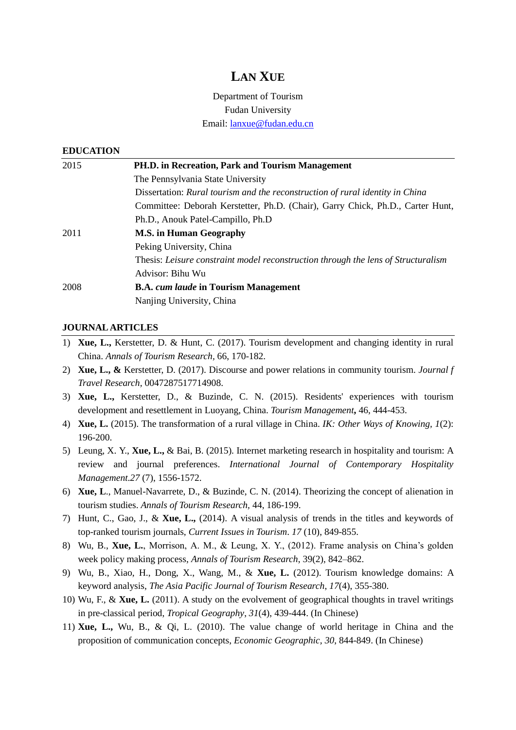# LAN XUE

Department of Tourism
Fudan University
Email: lanxue@fudan.edu.cn

## EDUCATION

2015 **PH.D. in Recreation, Park and Tourism Management**
The Pennsylvania State University
Dissertation: *Rural tourism and the reconstruction of rural identity in China*
Committee: Deborah Kerstetter, Ph.D. (Chair), Garry Chick, Ph.D., Carter Hunt, Ph.D., Anouk Patel-Campillo, Ph.D

2011 **M.S. in Human Geography**
Peking University, China
Thesis: *Leisure constraint model reconstruction through the lens of Structuralism*
Advisor: Bihu Wu

2008 **B.A. *cum laude* in Tourism Management**
Nanjing University, China

## JOURNAL ARTICLES

1) **Xue, L.,** Kerstetter, D. & Hunt, C. (2017). Tourism development and changing identity in rural China. *Annals of Tourism Research*, 66, 170-182.
2) **Xue, L., &** Kerstetter, D. (2017). Discourse and power relations in community tourism. *Journal f Travel Research*, 0047287517714908.
3) **Xue, L.,** Kerstetter, D., & Buzinde, C. N. (2015). Residents' experiences with tourism development and resettlement in Luoyang, China. *Tourism Management***,** 46, 444-453.
4) **Xue, L.** (2015). The transformation of a rural village in China. *IK: Other Ways of Knowing, 1*(2): 196-200.
5) Leung, X. Y., **Xue, L.,** & Bai, B. (2015). Internet marketing research in hospitality and tourism: A review and journal preferences. *International Journal of Contemporary Hospitality Management*.*27* (7), 1556-1572.
6) **Xue, L**., Manuel-Navarrete, D., & Buzinde, C. N. (2014). Theorizing the concept of alienation in tourism studies. *Annals of Tourism Research*, 44, 186-199.
7) Hunt, C., Gao, J., & **Xue, L.,** (2014). A visual analysis of trends in the titles and keywords of top-ranked tourism journals, *Current Issues in Tourism*. *17* (10), 849-855.
8) Wu, B., **Xue, L.**, Morrison, A. M., & Leung, X. Y., (2012). Frame analysis on China's golden week policy making process, *Annals of Tourism Research*, 39(2), 842–862.
9) Wu, B., Xiao, H., Dong, X., Wang, M., & **Xue, L.** (2012). Tourism knowledge domains: A keyword analysis, *The Asia Pacific Journal of Tourism Research*, *17*(4), 355-380.
10) Wu, F., & **Xue, L.** (2011). A study on the evolvement of geographical thoughts in travel writings in pre-classical period, *Tropical Geography*, *31*(4), 439-444. (In Chinese)
11) **Xue, L.,** Wu, B., & Qi, L. (2010). The value change of world heritage in China and the proposition of communication concepts, *Economic Geographic, 30*, 844-849. (In Chinese)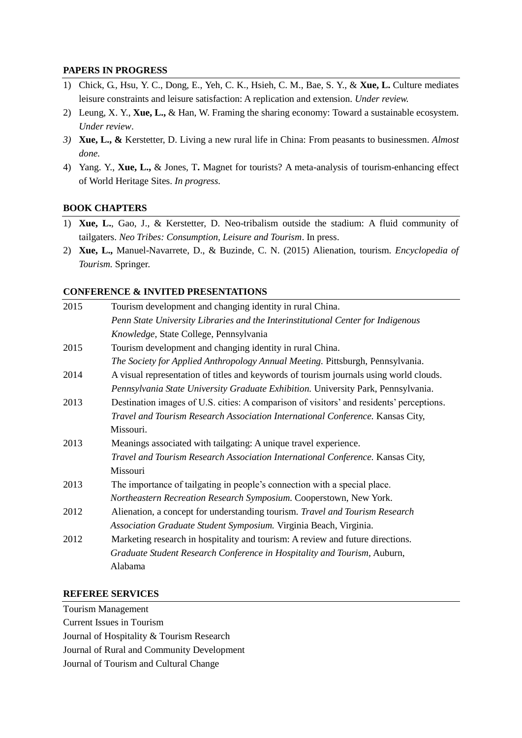## PAPERS IN PROGRESS

1) Chick, G., Hsu, Y. C., Dong, E., Yeh, C. K., Hsieh, C. M., Bae, S. Y., & **Xue, L.** Culture mediates leisure constraints and leisure satisfaction: A replication and extension. *Under review.*
2) Leung, X. Y., **Xue, L.,** & Han, W. Framing the sharing economy: Toward a sustainable ecosystem. *Under review*.
3) **Xue, L., &** Kerstetter, D. Living a new rural life in China: From peasants to businessmen. *Almost done.*
4) Yang. Y., **Xue, L.,** & Jones, T**.** Magnet for tourists? A meta-analysis of tourism-enhancing effect of World Heritage Sites. *In progress.*

## BOOK CHAPTERS

1) **Xue, L.**, Gao, J., & Kerstetter, D. Neo-tribalism outside the stadium: A fluid community of tailgaters. *Neo Tribes: Consumption, Leisure and Tourism*. In press.
2) **Xue, L.,** Manuel-Navarrete, D., & Buzinde, C. N. (2015) Alienation, tourism. *Encyclopedia of Tourism.* Springer.

## CONFERENCE & INVITED PRESENTATIONS

2015 Tourism development and changing identity in rural China.
*Penn State University Libraries and the Interinstitutional Center for Indigenous Knowledge*, State College, Pennsylvania

2015 Tourism development and changing identity in rural China.
*The Society for Applied Anthropology Annual Meeting.* Pittsburgh, Pennsylvania.

2014 A visual representation of titles and keywords of tourism journals using world clouds.
*Pennsylvania State University Graduate Exhibition.* University Park, Pennsylvania.

2013 Destination images of U.S. cities: A comparison of visitors' and residents' perceptions.
*Travel and Tourism Research Association International Conference.* Kansas City, Missouri.

2013 Meanings associated with tailgating: A unique travel experience.
*Travel and Tourism Research Association International Conference.* Kansas City, Missouri

2013 The importance of tailgating in people's connection with a special place.
*Northeastern Recreation Research Symposium.* Cooperstown, New York.

2012 Alienation, a concept for understanding tourism. *Travel and Tourism Research Association Graduate Student Symposium.* Virginia Beach, Virginia.

2012 Marketing research in hospitality and tourism: A review and future directions.
*Graduate Student Research Conference in Hospitality and Tourism,* Auburn, Alabama

## REFEREE SERVICES

Tourism Management
Current Issues in Tourism
Journal of Hospitality & Tourism Research
Journal of Rural and Community Development
Journal of Tourism and Cultural Change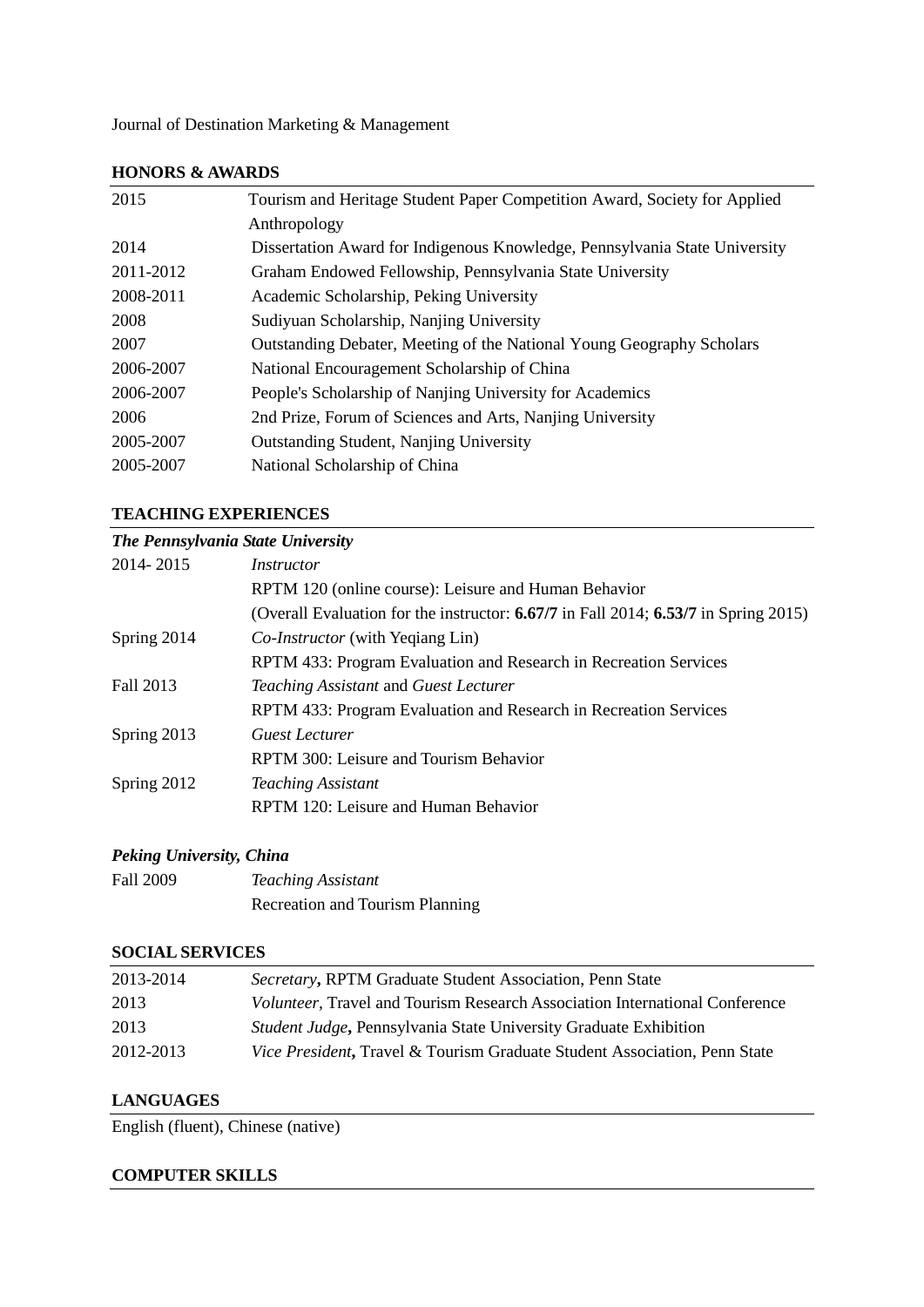Journal of Destination Marketing & Management

## HONORS & AWARDS

| | |
|---|---|
| 2015 | Tourism and Heritage Student Paper Competition Award, Society for Applied Anthropology |
| 2014 | Dissertation Award for Indigenous Knowledge, Pennsylvania State University |
| 2011-2012 | Graham Endowed Fellowship, Pennsylvania State University |
| 2008-2011 | Academic Scholarship, Peking University |
| 2008 | Sudiyuan Scholarship, Nanjing University |
| 2007 | Outstanding Debater, Meeting of the National Young Geography Scholars |
| 2006-2007 | National Encouragement Scholarship of China |
| 2006-2007 | People's Scholarship of Nanjing University for Academics |
| 2006 | 2nd Prize, Forum of Sciences and Arts, Nanjing University |
| 2005-2007 | Outstanding Student, Nanjing University |
| 2005-2007 | National Scholarship of China |

## TEACHING EXPERIENCES

***The Pennsylvania State University***

| | |
|---|---|
| 2014- 2015 | *Instructor* |
| | RPTM 120 (online course): Leisure and Human Behavior |
| | (Overall Evaluation for the instructor: **6.67/7** in Fall 2014; **6.53/7** in Spring 2015) |
| Spring 2014 | *Co-Instructor* (with Yeqiang Lin) |
| | RPTM 433: Program Evaluation and Research in Recreation Services |
| Fall 2013 | *Teaching Assistant* and *Guest Lecturer* |
| | RPTM 433: Program Evaluation and Research in Recreation Services |
| Spring 2013 | *Guest Lecturer* |
| | RPTM 300: Leisure and Tourism Behavior |
| Spring 2012 | *Teaching Assistant* |
| | RPTM 120: Leisure and Human Behavior |

***Peking University, China***

| | |
|---|---|
| Fall 2009 | *Teaching Assistant* |
| | Recreation and Tourism Planning |

## SOCIAL SERVICES

| | |
|---|---|
| 2013-2014 | *Secretary***,** RPTM Graduate Student Association, Penn State |
| 2013 | *Volunteer*, Travel and Tourism Research Association International Conference |
| 2013 | *Student Judge***,** Pennsylvania State University Graduate Exhibition |
| 2012-2013 | *Vice President***,** Travel & Tourism Graduate Student Association, Penn State |

## LANGUAGES

English (fluent), Chinese (native)

## COMPUTER SKILLS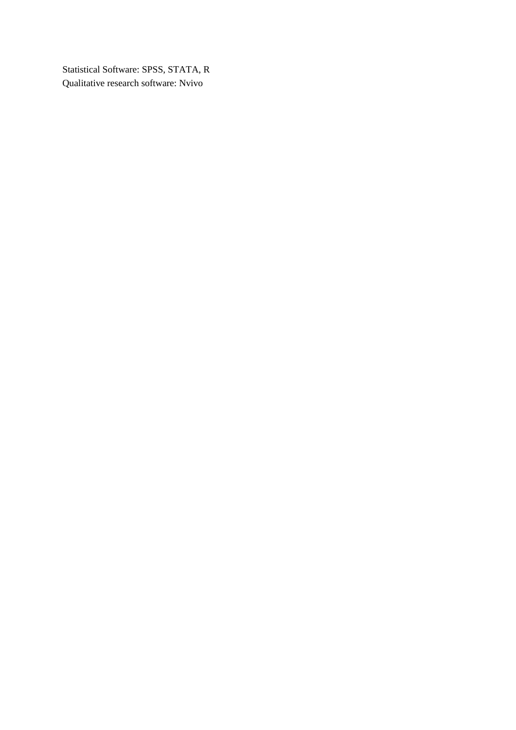Statistical Software: SPSS, STATA, R
Qualitative research software: Nvivo